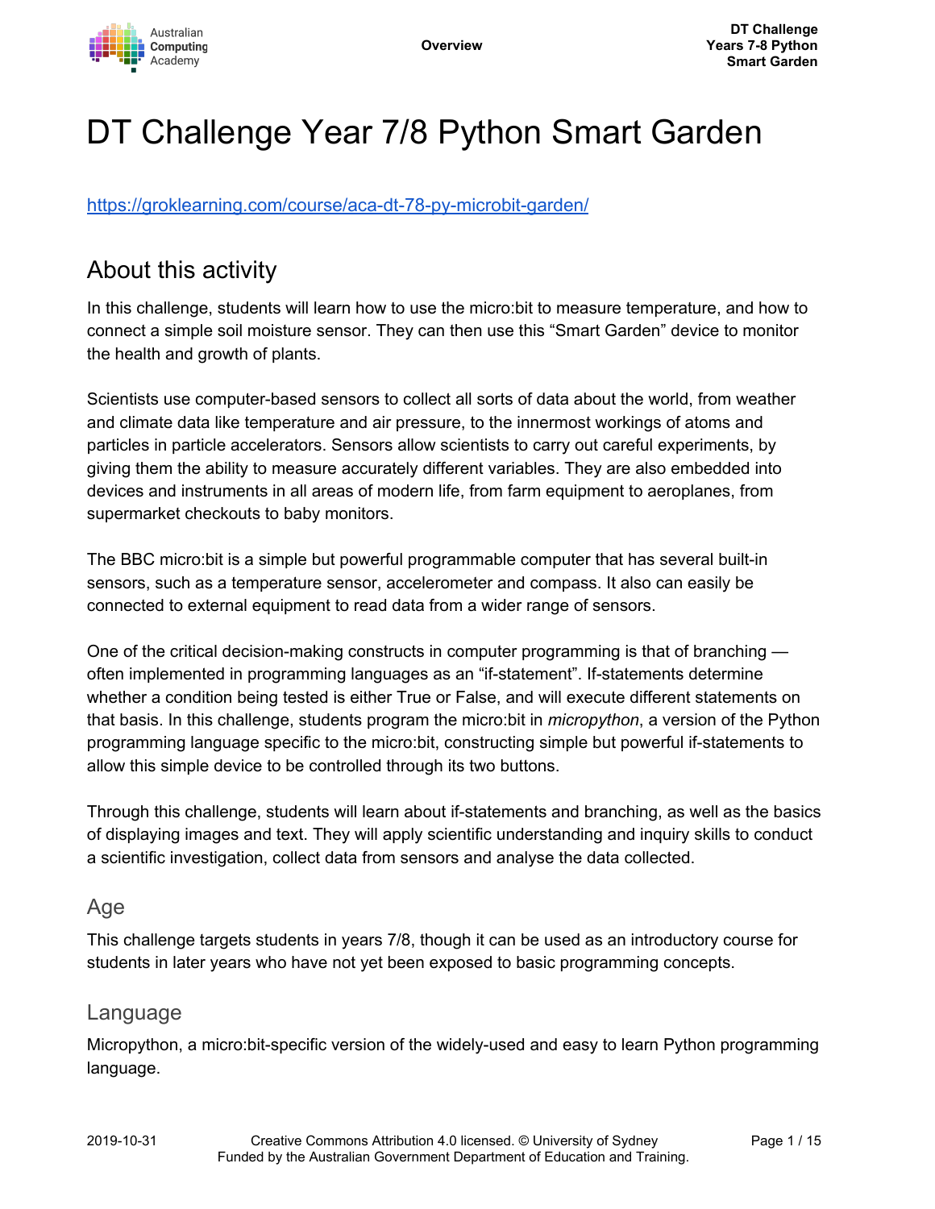# DT Challenge Year 7/8 Python Smart Garden

https://groklearning.com/course/aca-dt-78-py-microbit-garden/

## About this activity

In this challenge, students will learn how to use the micro:bit to measure temperature, and how to connect a simple soil moisture sensor. They can then use this “Smart Garden” device to monitor the health and growth of plants.

Scientists use computer-based sensors to collect all sorts of data about the world, from weather and climate data like temperature and air pressure, to the innermost workings of atoms and particles in particle accelerators. Sensors allow scientists to carry out careful experiments, by giving them the ability to measure accurately different variables. They are also embedded into devices and instruments in all areas of modern life, from farm equipment to aeroplanes, from supermarket checkouts to baby monitors.

The BBC micro:bit is a simple but powerful programmable computer that has several built-in sensors, such as a temperature sensor, accelerometer and compass. It also can easily be connected to external equipment to read data from a wider range of sensors.

One of the critical decision-making constructs in computer programming is that of branching — often implemented in programming languages as an “if-statement”. If-statements determine whether a condition being tested is either True or False, and will execute different statements on that basis. In this challenge, students program the micro:bit in *micropython*, a version of the Python programming language specific to the micro:bit, constructing simple but powerful if-statements to allow this simple device to be controlled through its two buttons.

Through this challenge, students will learn about if-statements and branching, as well as the basics of displaying images and text. They will apply scientific understanding and inquiry skills to conduct a scientific investigation, collect data from sensors and analyse the data collected.

### Age

This challenge targets students in years 7/8, though it can be used as an introductory course for students in later years who have not yet been exposed to basic programming concepts.

### Language

Micropython, a micro:bit-specific version of the widely-used and easy to learn Python programming language.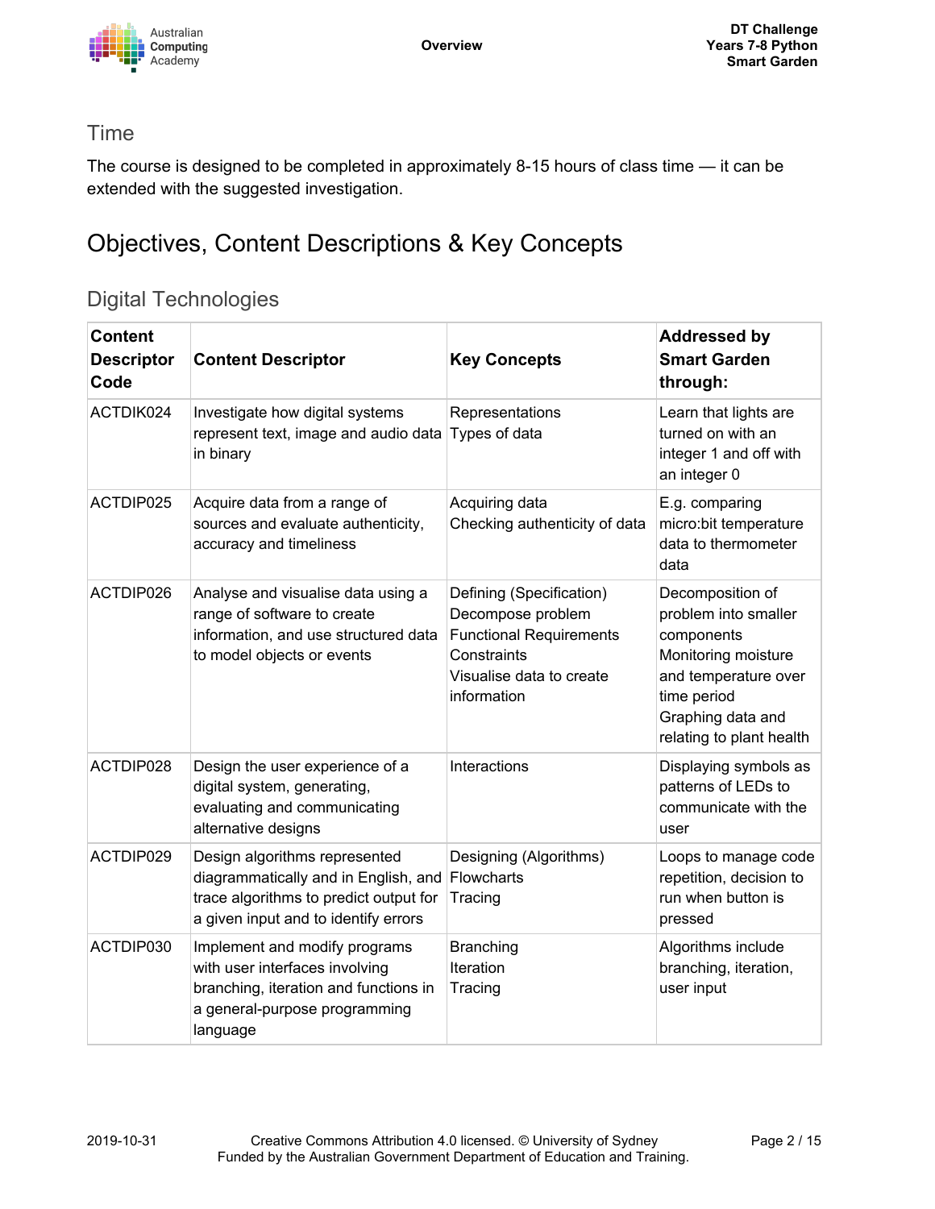## Time

The course is designed to be completed in approximately 8-15 hours of class time — it can be extended with the suggested investigation.

# Objectives, Content Descriptions & Key Concepts

## Digital Technologies

| Content Descriptor Code | Content Descriptor | Key Concepts | Addressed by Smart Garden through: |
|---|---|---|---|
| ACTDIK024 | Investigate how digital systems represent text, image and audio data in binary | Representations<br>Types of data | Learn that lights are turned on with an integer 1 and off with an integer 0 |
| ACTDIP025 | Acquire data from a range of sources and evaluate authenticity, accuracy and timeliness | Acquiring data<br>Checking authenticity of data | E.g. comparing micro:bit temperature data to thermometer data |
| ACTDIP026 | Analyse and visualise data using a range of software to create information, and use structured data to model objects or events | Defining (Specification)<br>Decompose problem<br>Functional Requirements<br>Constraints<br>Visualise data to create information | Decomposition of problem into smaller components<br>Monitoring moisture and temperature over time period<br>Graphing data and relating to plant health |
| ACTDIP028 | Design the user experience of a digital system, generating, evaluating and communicating alternative designs | Interactions | Displaying symbols as patterns of LEDs to communicate with the user |
| ACTDIP029 | Design algorithms represented diagrammatically and in English, and trace algorithms to predict output for a given input and to identify errors | Designing (Algorithms)<br>Flowcharts<br>Tracing | Loops to manage code repetition, decision to run when button is pressed |
| ACTDIP030 | Implement and modify programs with user interfaces involving branching, iteration and functions in a general-purpose programming language | Branching<br>Iteration<br>Tracing | Algorithms include branching, iteration, user input |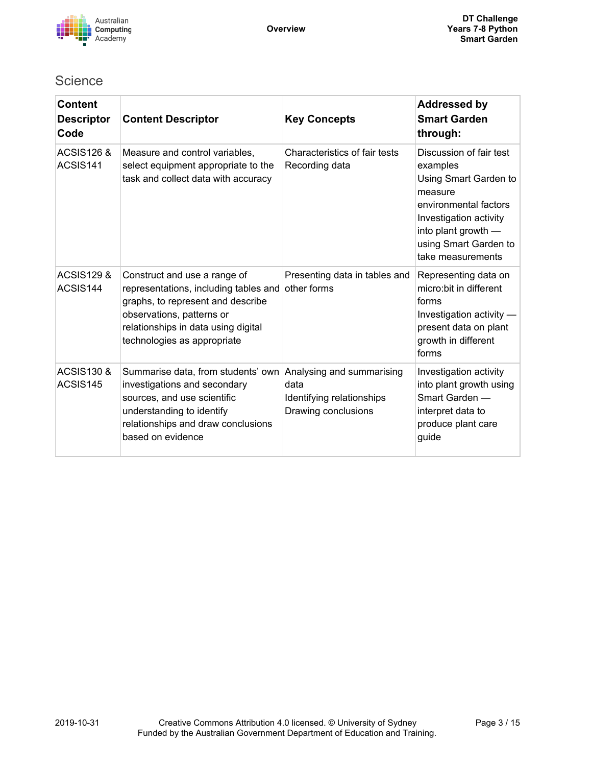## Science

| Content Descriptor Code | Content Descriptor | Key Concepts | Addressed by Smart Garden through: |
|---|---|---|---|
| ACSIS126 & ACSIS141 | Measure and control variables, select equipment appropriate to the task and collect data with accuracy | Characteristics of fair tests<br>Recording data | Discussion of fair test examples<br>Using Smart Garden to measure environmental factors<br>Investigation activity into plant growth — using Smart Garden to take measurements |
| ACSIS129 & ACSIS144 | Construct and use a range of representations, including tables and graphs, to represent and describe observations, patterns or relationships in data using digital technologies as appropriate | Presenting data in tables and other forms | Representing data on micro:bit in different forms<br>Investigation activity — present data on plant growth in different forms |
| ACSIS130 & ACSIS145 | Summarise data, from students' own investigations and secondary sources, and use scientific understanding to identify relationships and draw conclusions based on evidence | Analysing and summarising data<br>Identifying relationships<br>Drawing conclusions | Investigation activity into plant growth using Smart Garden — interpret data to produce plant care guide |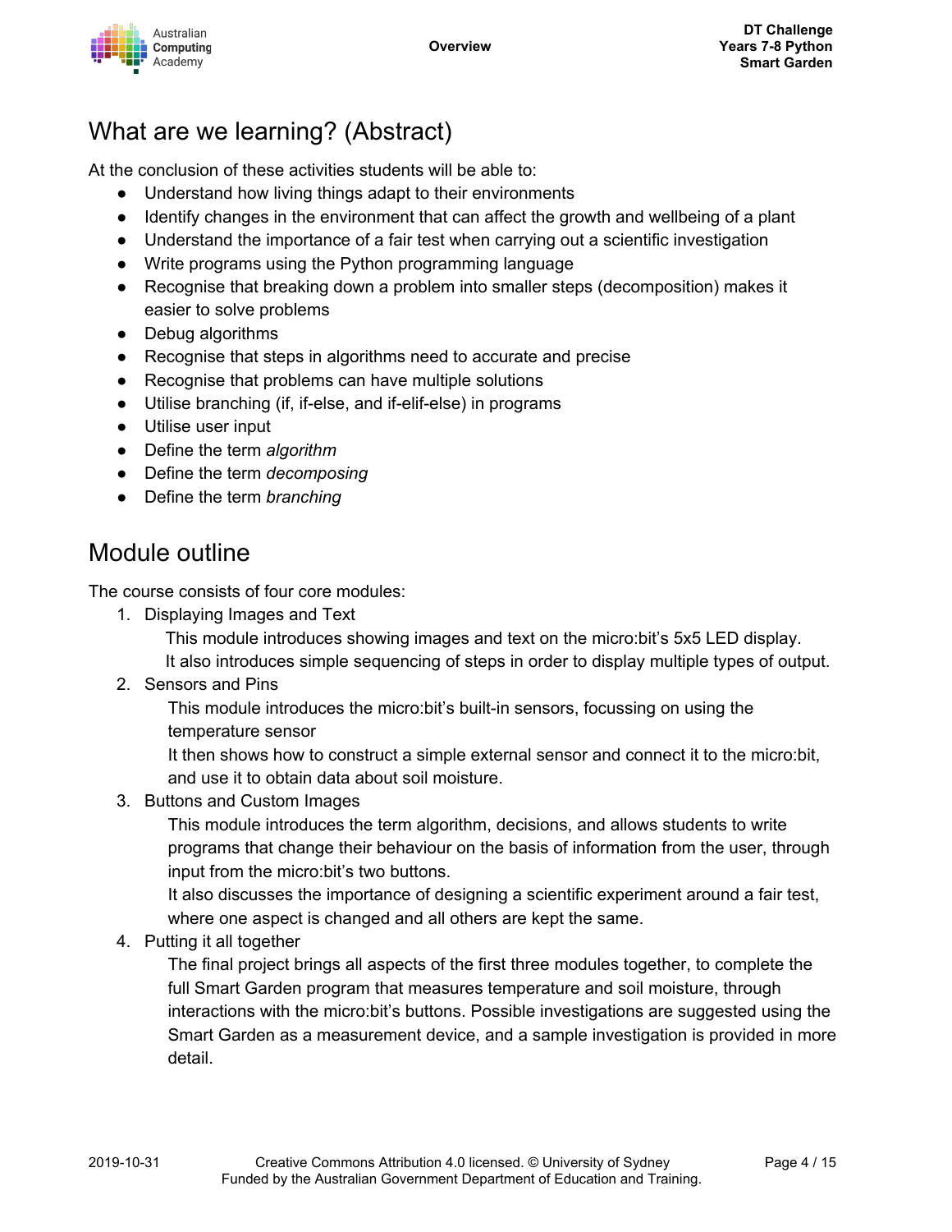## What are we learning? (Abstract)

At the conclusion of these activities students will be able to:

- Understand how living things adapt to their environments
- Identify changes in the environment that can affect the growth and wellbeing of a plant
- Understand the importance of a fair test when carrying out a scientific investigation
- Write programs using the Python programming language
- Recognise that breaking down a problem into smaller steps (decomposition) makes it easier to solve problems
- Debug algorithms
- Recognise that steps in algorithms need to accurate and precise
- Recognise that problems can have multiple solutions
- Utilise branching (if, if-else, and if-elif-else) in programs
- Utilise user input
- Define the term *algorithm*
- Define the term *decomposing*
- Define the term *branching*

## Module outline

The course consists of four core modules:

1. Displaying Images and Text
   This module introduces showing images and text on the micro:bit's 5x5 LED display.
   It also introduces simple sequencing of steps in order to display multiple types of output.
2. Sensors and Pins
   This module introduces the micro:bit's built-in sensors, focussing on using the temperature sensor
   It then shows how to construct a simple external sensor and connect it to the micro:bit, and use it to obtain data about soil moisture.
3. Buttons and Custom Images
   This module introduces the term algorithm, decisions, and allows students to write programs that change their behaviour on the basis of information from the user, through input from the micro:bit's two buttons.
   It also discusses the importance of designing a scientific experiment around a fair test, where one aspect is changed and all others are kept the same.
4. Putting it all together
   The final project brings all aspects of the first three modules together, to complete the full Smart Garden program that measures temperature and soil moisture, through interactions with the micro:bit's buttons. Possible investigations are suggested using the Smart Garden as a measurement device, and a sample investigation is provided in more detail.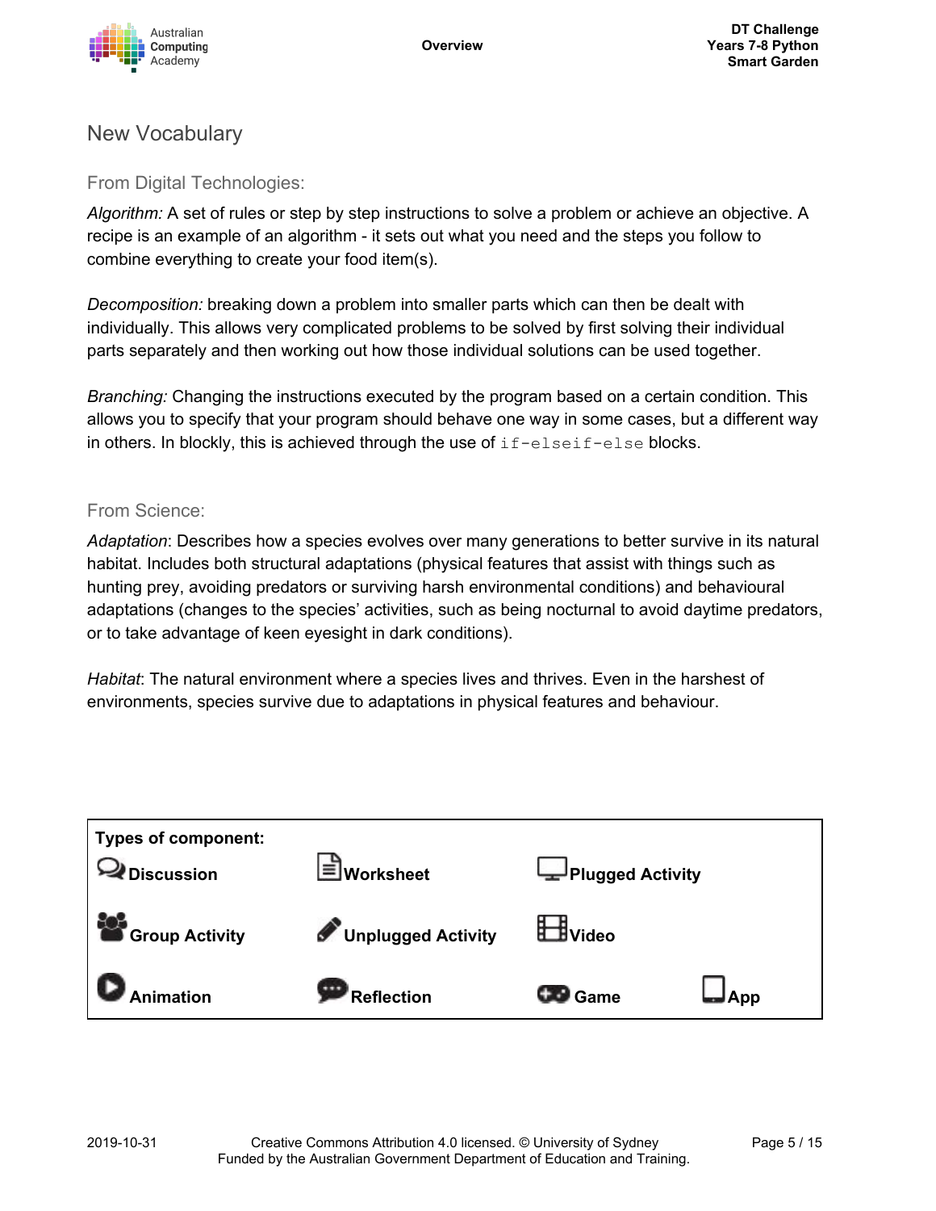## New Vocabulary

### From Digital Technologies:

*Algorithm:* A set of rules or step by step instructions to solve a problem or achieve an objective. A recipe is an example of an algorithm - it sets out what you need and the steps you follow to combine everything to create your food item(s).

*Decomposition:* breaking down a problem into smaller parts which can then be dealt with individually. This allows very complicated problems to be solved by first solving their individual parts separately and then working out how those individual solutions can be used together.

*Branching:* Changing the instructions executed by the program based on a certain condition. This allows you to specify that your program should behave one way in some cases, but a different way in others. In blockly, this is achieved through the use of `if-elseif-else` blocks.

### From Science:

*Adaptation*: Describes how a species evolves over many generations to better survive in its natural habitat. Includes both structural adaptations (physical features that assist with things such as hunting prey, avoiding predators or surviving harsh environmental conditions) and behavioural adaptations (changes to the species' activities, such as being nocturnal to avoid daytime predators, or to take advantage of keen eyesight in dark conditions).

*Habitat*: The natural environment where a species lives and thrives. Even in the harshest of environments, species survive due to adaptations in physical features and behaviour.

| **Types of component:** | | | |
|---|---|---|---|
| **Discussion** | **Worksheet** | **Plugged Activity** | |
| **Group Activity** | **Unplugged Activity** | **Video** | |
| **Animation** | **Reflection** | **Game** | **App** |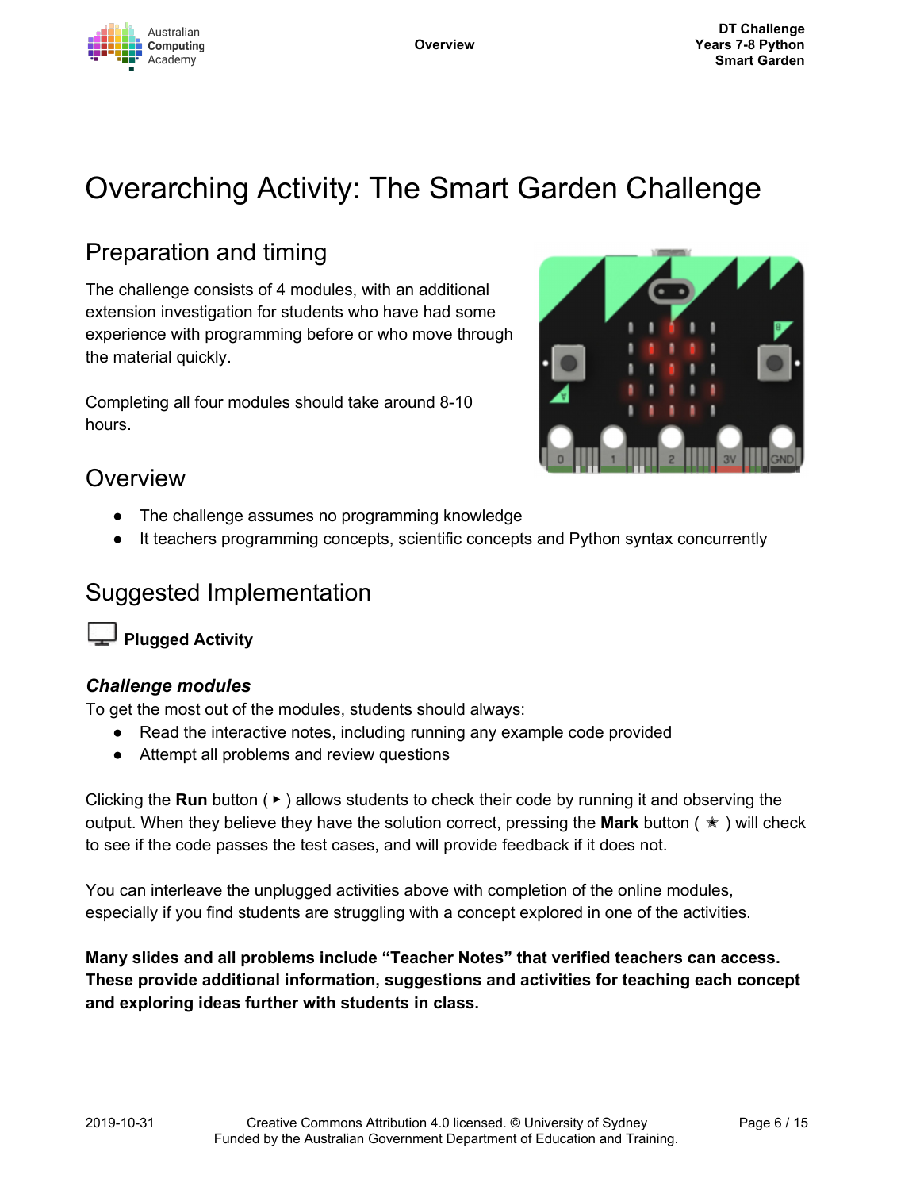# Overarching Activity: The Smart Garden Challenge

## Preparation and timing

The challenge consists of 4 modules, with an additional extension investigation for students who have had some experience with programming before or who move through the material quickly.

Completing all four modules should take around 8-10 hours.

## Overview

- The challenge assumes no programming knowledge
- It teachers programming concepts, scientific concepts and Python syntax concurrently

## Suggested Implementation

**Plugged Activity**

***Challenge modules***

To get the most out of the modules, students should always:

- Read the interactive notes, including running any example code provided
- Attempt all problems and review questions

Clicking the **Run** button ( ▸ ) allows students to check their code by running it and observing the output. When they believe they have the solution correct, pressing the **Mark** button ( ★ ) will check to see if the code passes the test cases, and will provide feedback if it does not.

You can interleave the unplugged activities above with completion of the online modules, especially if you find students are struggling with a concept explored in one of the activities.

**Many slides and all problems include "Teacher Notes" that verified teachers can access. These provide additional information, suggestions and activities for teaching each concept and exploring ideas further with students in class.**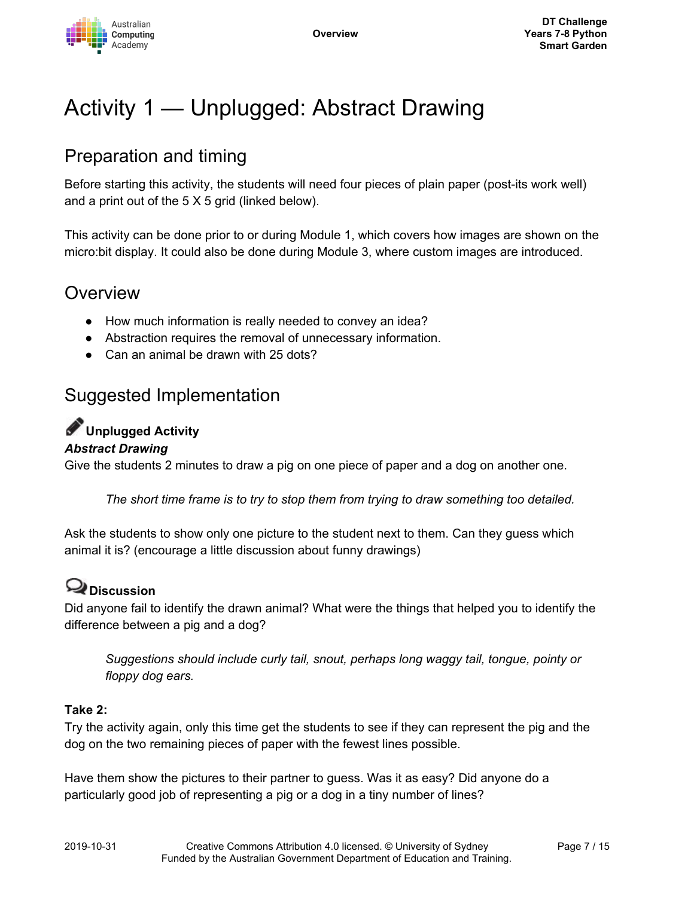# Activity 1 — Unplugged: Abstract Drawing

## Preparation and timing

Before starting this activity, the students will need four pieces of plain paper (post-its work well) and a print out of the 5 X 5 grid (linked below).

This activity can be done prior to or during Module 1, which covers how images are shown on the micro:bit display. It could also be done during Module 3, where custom images are introduced.

## Overview

- How much information is really needed to convey an idea?
- Abstraction requires the removal of unnecessary information.
- Can an animal be drawn with 25 dots?

## Suggested Implementation

### Unplugged Activity

***Abstract Drawing***

Give the students 2 minutes to draw a pig on one piece of paper and a dog on another one.

> *The short time frame is to try to stop them from trying to draw something too detailed.*

Ask the students to show only one picture to the student next to them. Can they guess which animal it is? (encourage a little discussion about funny drawings)

### Discussion

Did anyone fail to identify the drawn animal? What were the things that helped you to identify the difference between a pig and a dog?

> *Suggestions should include curly tail, snout, perhaps long waggy tail, tongue, pointy or floppy dog ears.*

**Take 2:**

Try the activity again, only this time get the students to see if they can represent the pig and the dog on the two remaining pieces of paper with the fewest lines possible.

Have them show the pictures to their partner to guess. Was it as easy? Did anyone do a particularly good job of representing a pig or a dog in a tiny number of lines?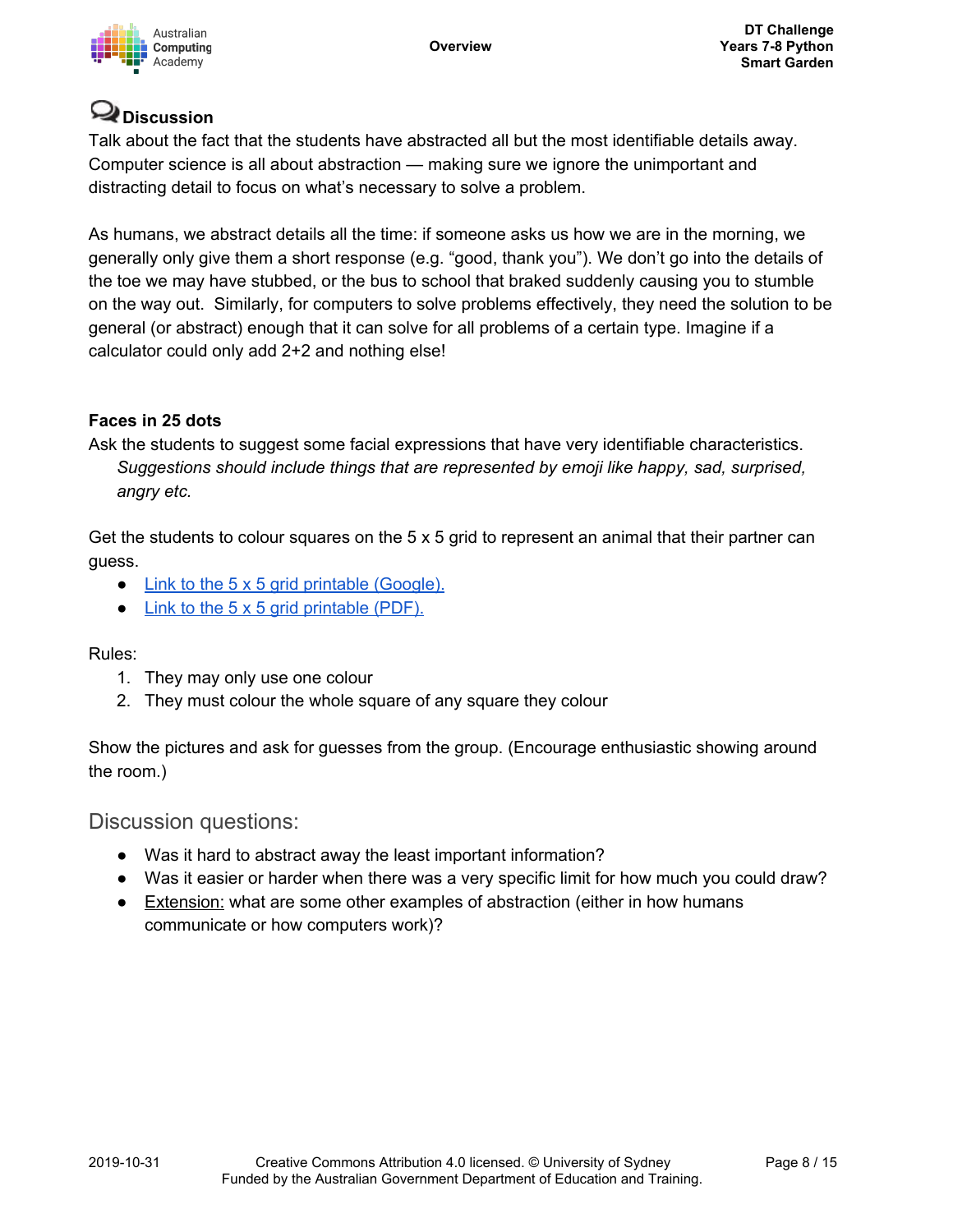## Discussion

Talk about the fact that the students have abstracted all but the most identifiable details away. Computer science is all about abstraction — making sure we ignore the unimportant and distracting detail to focus on what's necessary to solve a problem.

As humans, we abstract details all the time: if someone asks us how we are in the morning, we generally only give them a short response (e.g. "good, thank you"). We don't go into the details of the toe we may have stubbed, or the bus to school that braked suddenly causing you to stumble on the way out. Similarly, for computers to solve problems effectively, they need the solution to be general (or abstract) enough that it can solve for all problems of a certain type. Imagine if a calculator could only add 2+2 and nothing else!

**Faces in 25 dots**

Ask the students to suggest some facial expressions that have very identifiable characteristics.

*Suggestions should include things that are represented by emoji like happy, sad, surprised, angry etc.*

Get the students to colour squares on the 5 x 5 grid to represent an animal that their partner can guess.

- Link to the 5 x 5 grid printable (Google).
- Link to the 5 x 5 grid printable (PDF).

Rules:

1. They may only use one colour
2. They must colour the whole square of any square they colour

Show the pictures and ask for guesses from the group. (Encourage enthusiastic showing around the room.)

### Discussion questions:

- Was it hard to abstract away the least important information?
- Was it easier or harder when there was a very specific limit for how much you could draw?
- Extension: what are some other examples of abstraction (either in how humans communicate or how computers work)?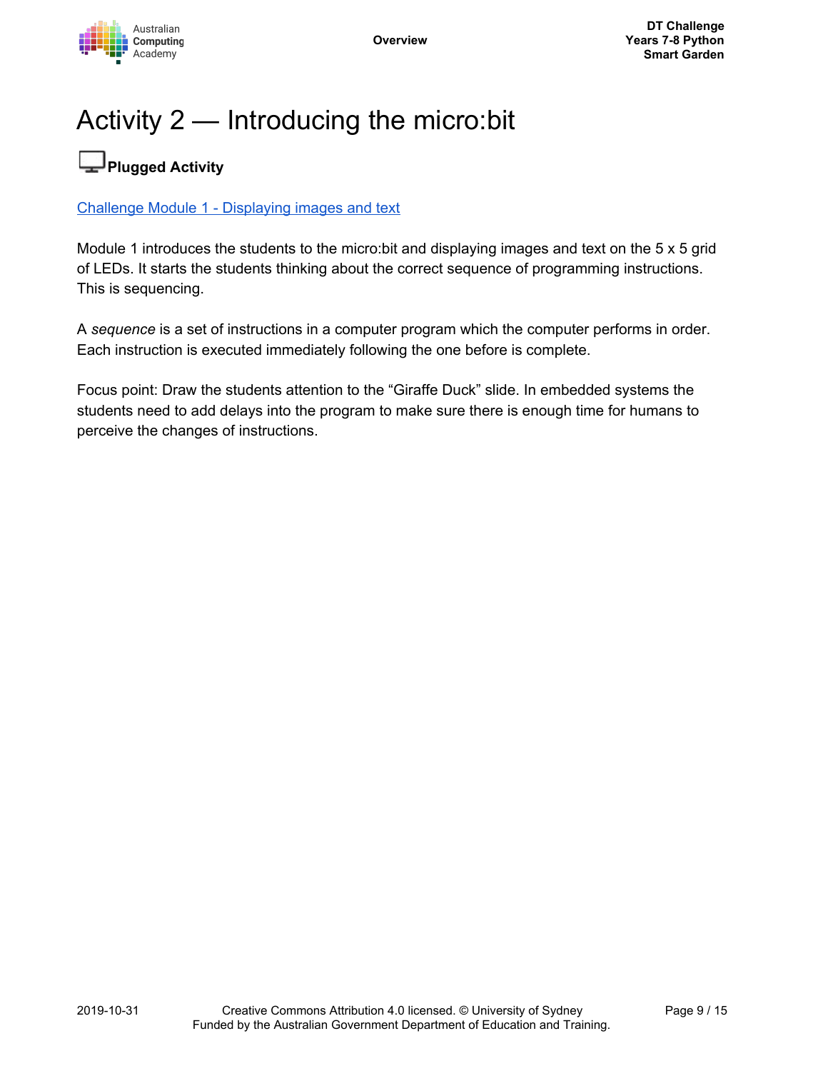# Activity 2 — Introducing the micro:bit

**Plugged Activity**

[Challenge Module 1 - Displaying images and text]

Module 1 introduces the students to the micro:bit and displaying images and text on the 5 x 5 grid of LEDs. It starts the students thinking about the correct sequence of programming instructions. This is sequencing.

A *sequence* is a set of instructions in a computer program which the computer performs in order. Each instruction is executed immediately following the one before is complete.

Focus point: Draw the students attention to the “Giraffe Duck” slide. In embedded systems the students need to add delays into the program to make sure there is enough time for humans to perceive the changes of instructions.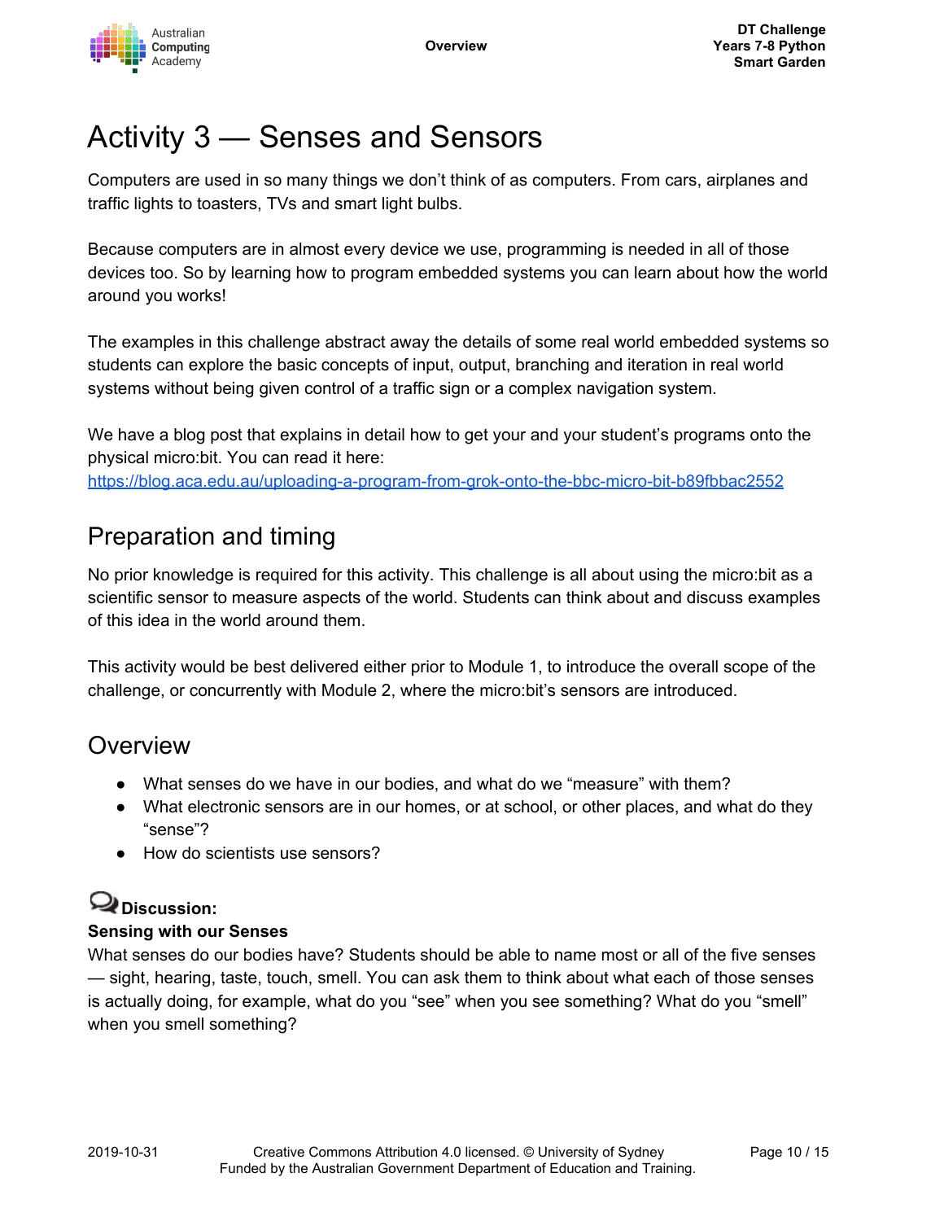# Activity 3 — Senses and Sensors

Computers are used in so many things we don't think of as computers. From cars, airplanes and traffic lights to toasters, TVs and smart light bulbs.

Because computers are in almost every device we use, programming is needed in all of those devices too. So by learning how to program embedded systems you can learn about how the world around you works!

The examples in this challenge abstract away the details of some real world embedded systems so students can explore the basic concepts of input, output, branching and iteration in real world systems without being given control of a traffic sign or a complex navigation system.

We have a blog post that explains in detail how to get your and your student's programs onto the physical micro:bit. You can read it here:
https://blog.aca.edu.au/uploading-a-program-from-grok-onto-the-bbc-micro-bit-b89fbbac2552

## Preparation and timing

No prior knowledge is required for this activity. This challenge is all about using the micro:bit as a scientific sensor to measure aspects of the world. Students can think about and discuss examples of this idea in the world around them.

This activity would be best delivered either prior to Module 1, to introduce the overall scope of the challenge, or concurrently with Module 2, where the micro:bit's sensors are introduced.

## Overview

- What senses do we have in our bodies, and what do we "measure" with them?
- What electronic sensors are in our homes, or at school, or other places, and what do they "sense"?
- How do scientists use sensors?

**Discussion:**

**Sensing with our Senses**

What senses do our bodies have? Students should be able to name most or all of the five senses — sight, hearing, taste, touch, smell. You can ask them to think about what each of those senses is actually doing, for example, what do you "see" when you see something? What do you "smell" when you smell something?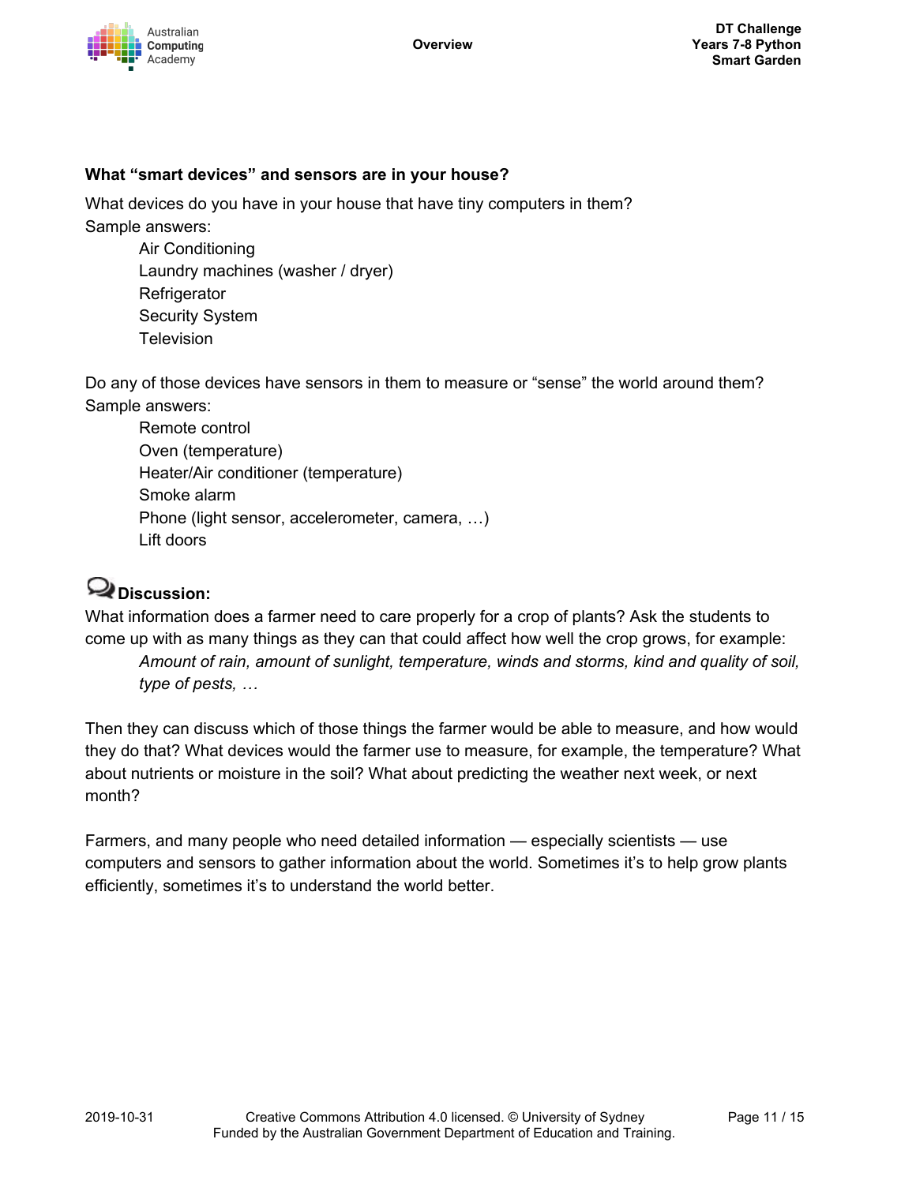**What “smart devices” and sensors are in your house?**

What devices do you have in your house that have tiny computers in them?
Sample answers:

- Air Conditioning
- Laundry machines (washer / dryer)
- Refrigerator
- Security System
- Television

Do any of those devices have sensors in them to measure or “sense” the world around them?
Sample answers:

- Remote control
- Oven (temperature)
- Heater/Air conditioner (temperature)
- Smoke alarm
- Phone (light sensor, accelerometer, camera, …)
- Lift doors

**Discussion:**

What information does a farmer need to care properly for a crop of plants? Ask the students to come up with as many things as they can that could affect how well the crop grows, for example:

> *Amount of rain, amount of sunlight, temperature, winds and storms, kind and quality of soil, type of pests, …*

Then they can discuss which of those things the farmer would be able to measure, and how would they do that? What devices would the farmer use to measure, for example, the temperature? What about nutrients or moisture in the soil? What about predicting the weather next week, or next month?

Farmers, and many people who need detailed information — especially scientists — use computers and sensors to gather information about the world. Sometimes it’s to help grow plants efficiently, sometimes it’s to understand the world better.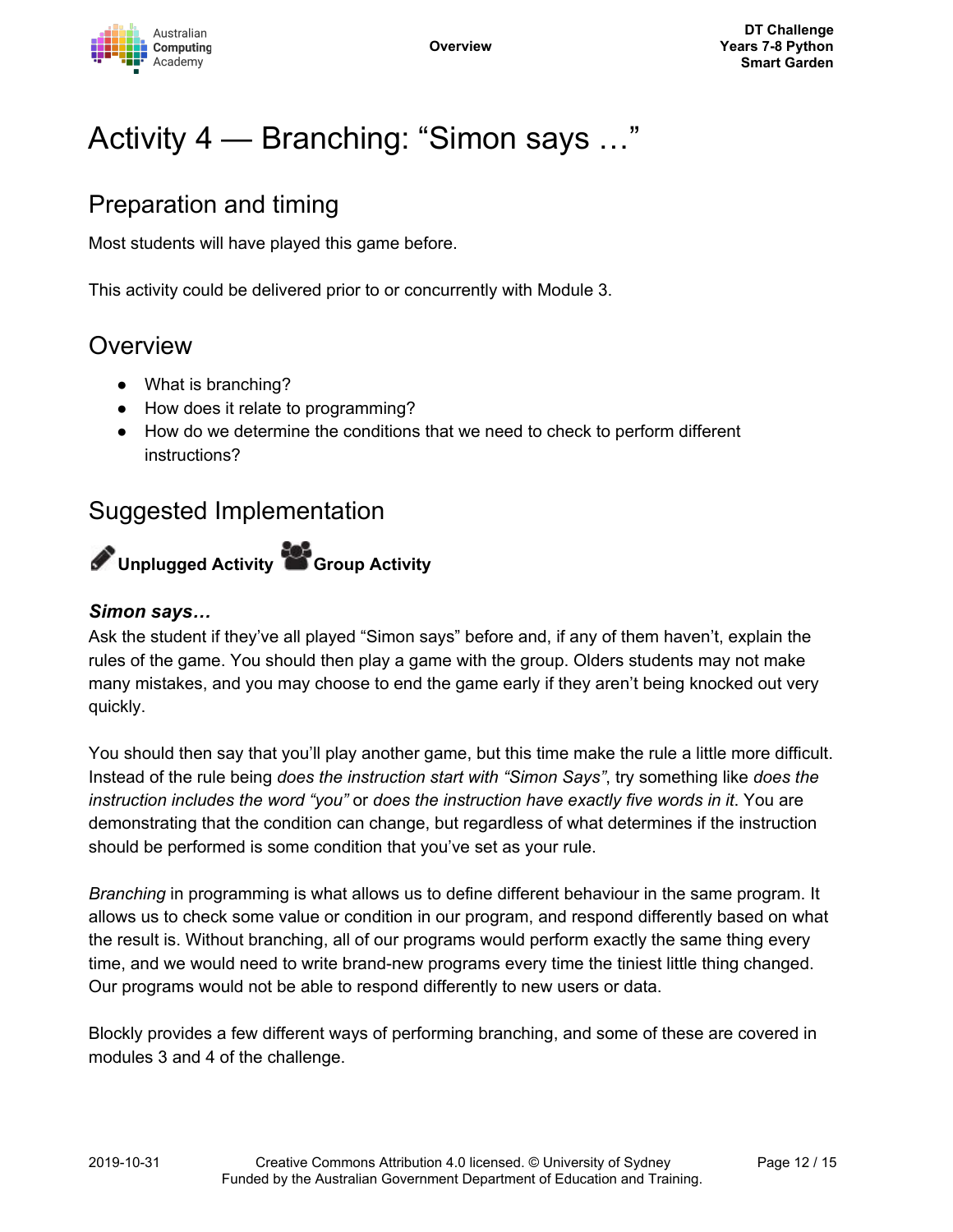# Activity 4 — Branching: "Simon says …"

## Preparation and timing

Most students will have played this game before.

This activity could be delivered prior to or concurrently with Module 3.

## Overview

- What is branching?
- How does it relate to programming?
- How do we determine the conditions that we need to check to perform different instructions?

## Suggested Implementation

**Unplugged Activity** **Group Activity**

### *Simon says…*

Ask the student if they've all played "Simon says" before and, if any of them haven't, explain the rules of the game. You should then play a game with the group. Olders students may not make many mistakes, and you may choose to end the game early if they aren't being knocked out very quickly.

You should then say that you'll play another game, but this time make the rule a little more difficult. Instead of the rule being *does the instruction start with "Simon Says"*, try something like *does the instruction includes the word "you"* or *does the instruction have exactly five words in it*. You are demonstrating that the condition can change, but regardless of what determines if the instruction should be performed is some condition that you've set as your rule.

*Branching* in programming is what allows us to define different behaviour in the same program. It allows us to check some value or condition in our program, and respond differently based on what the result is. Without branching, all of our programs would perform exactly the same thing every time, and we would need to write brand-new programs every time the tiniest little thing changed. Our programs would not be able to respond differently to new users or data.

Blockly provides a few different ways of performing branching, and some of these are covered in modules 3 and 4 of the challenge.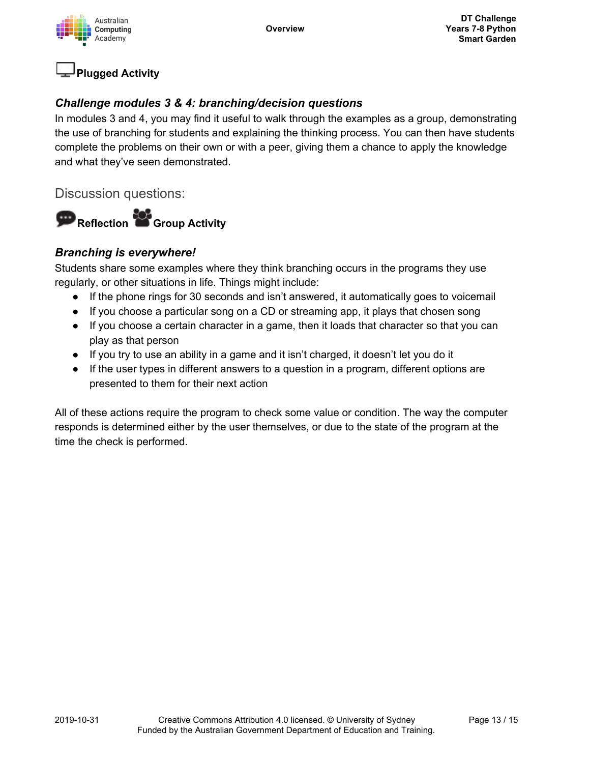## Plugged Activity

### *Challenge modules 3 & 4: branching/decision questions*

In modules 3 and 4, you may find it useful to walk through the examples as a group, demonstrating the use of branching for students and explaining the thinking process. You can then have students complete the problems on their own or with a peer, giving them a chance to apply the knowledge and what they've seen demonstrated.

## Discussion questions:

**Reflection** **Group Activity**

### *Branching is everywhere!*

Students share some examples where they think branching occurs in the programs they use regularly, or other situations in life. Things might include:

- If the phone rings for 30 seconds and isn't answered, it automatically goes to voicemail
- If you choose a particular song on a CD or streaming app, it plays that chosen song
- If you choose a certain character in a game, then it loads that character so that you can play as that person
- If you try to use an ability in a game and it isn't charged, it doesn't let you do it
- If the user types in different answers to a question in a program, different options are presented to them for their next action

All of these actions require the program to check some value or condition. The way the computer responds is determined either by the user themselves, or due to the state of the program at the time the check is performed.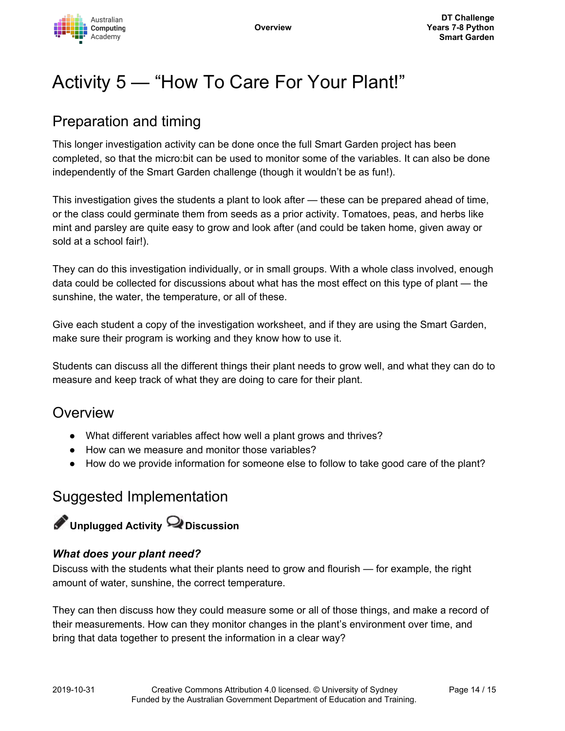# Activity 5 — “How To Care For Your Plant!”

## Preparation and timing

This longer investigation activity can be done once the full Smart Garden project has been completed, so that the micro:bit can be used to monitor some of the variables. It can also be done independently of the Smart Garden challenge (though it wouldn't be as fun!).

This investigation gives the students a plant to look after — these can be prepared ahead of time, or the class could germinate them from seeds as a prior activity. Tomatoes, peas, and herbs like mint and parsley are quite easy to grow and look after (and could be taken home, given away or sold at a school fair!).

They can do this investigation individually, or in small groups. With a whole class involved, enough data could be collected for discussions about what has the most effect on this type of plant — the sunshine, the water, the temperature, or all of these.

Give each student a copy of the investigation worksheet, and if they are using the Smart Garden, make sure their program is working and they know how to use it.

Students can discuss all the different things their plant needs to grow well, and what they can do to measure and keep track of what they are doing to care for their plant.

## Overview

- What different variables affect how well a plant grows and thrives?
- How can we measure and monitor those variables?
- How do we provide information for someone else to follow to take good care of the plant?

## Suggested Implementation

**Unplugged Activity** **Discussion**

### *What does your plant need?*

Discuss with the students what their plants need to grow and flourish — for example, the right amount of water, sunshine, the correct temperature.

They can then discuss how they could measure some or all of those things, and make a record of their measurements. How can they monitor changes in the plant's environment over time, and bring that data together to present the information in a clear way?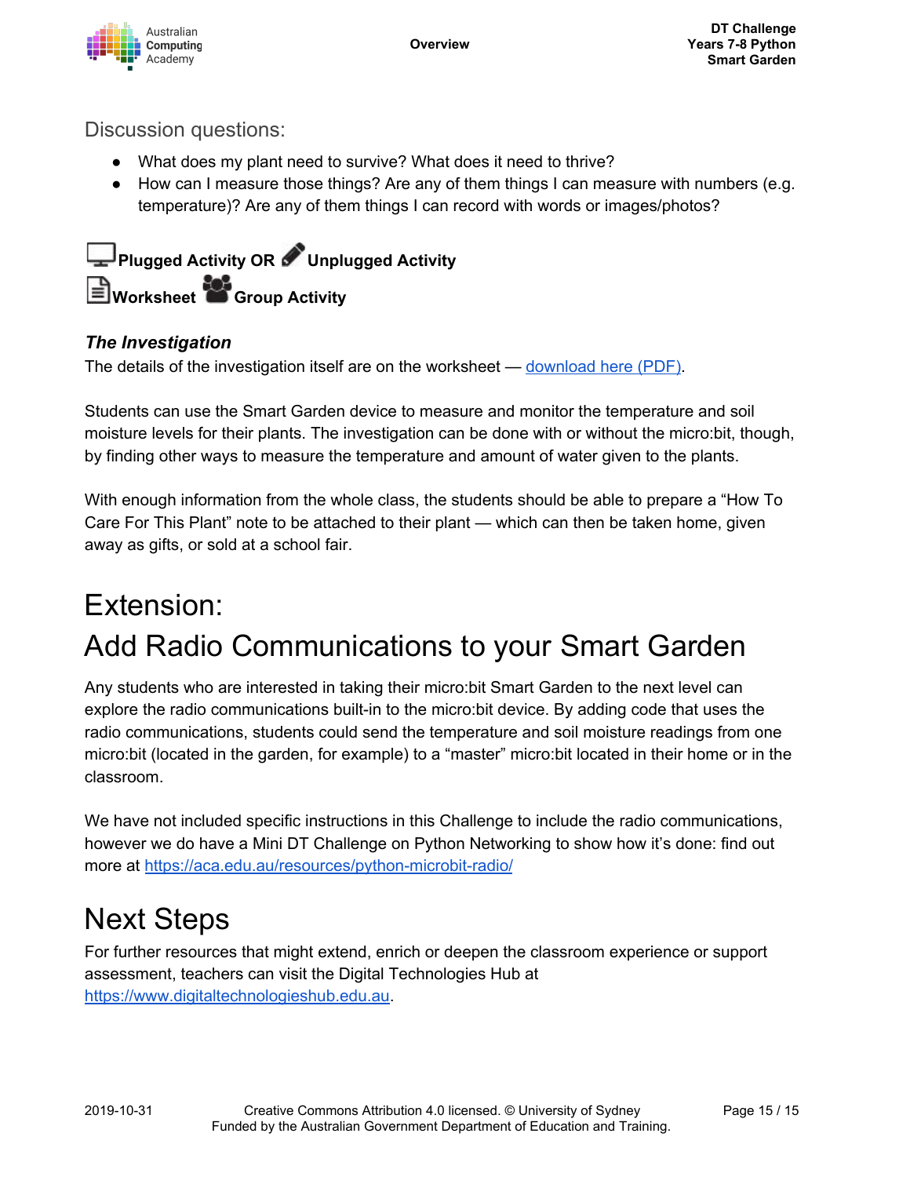Discussion questions:

- What does my plant need to survive? What does it need to thrive?
- How can I measure those things? Are any of them things I can measure with numbers (e.g. temperature)? Are any of them things I can record with words or images/photos?

**Plugged Activity OR Unplugged Activity**

**Worksheet Group Activity**

***The Investigation***

The details of the investigation itself are on the worksheet — [download here (PDF)](#).

Students can use the Smart Garden device to measure and monitor the temperature and soil moisture levels for their plants. The investigation can be done with or without the micro:bit, though, by finding other ways to measure the temperature and amount of water given to the plants.

With enough information from the whole class, the students should be able to prepare a "How To Care For This Plant" note to be attached to their plant — which can then be taken home, given away as gifts, or sold at a school fair.

# Extension: Add Radio Communications to your Smart Garden

Any students who are interested in taking their micro:bit Smart Garden to the next level can explore the radio communications built-in to the micro:bit device. By adding code that uses the radio communications, students could send the temperature and soil moisture readings from one micro:bit (located in the garden, for example) to a "master" micro:bit located in their home or in the classroom.

We have not included specific instructions in this Challenge to include the radio communications, however we do have a Mini DT Challenge on Python Networking to show how it's done: find out more at https://aca.edu.au/resources/python-microbit-radio/

# Next Steps

For further resources that might extend, enrich or deepen the classroom experience or support assessment, teachers can visit the Digital Technologies Hub at https://www.digitaltechnologieshub.edu.au.